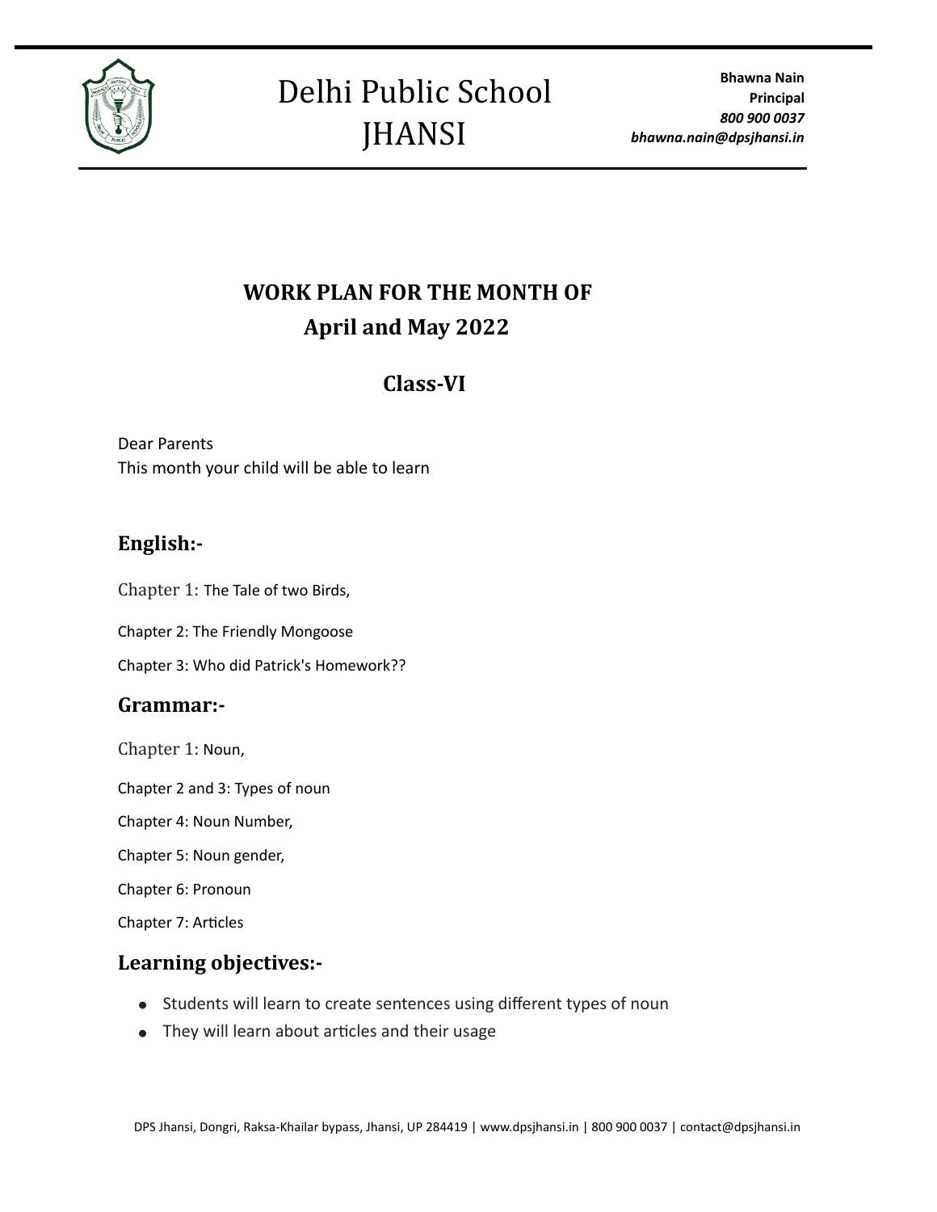# Delhi Public School JHANSI

**Bhawna Nain**
**Principal**
***800 900 0037***
***bhawna.nain@dpsjhansi.in***

## WORK PLAN FOR THE MONTH OF April and May 2022

## Class-VI

Dear Parents
This month your child will be able to learn

### English:-

Chapter 1: The Tale of two Birds,

Chapter 2: The Friendly Mongoose

Chapter 3: Who did Patrick's Homework??

### Grammar:-

Chapter 1: Noun,

Chapter 2 and 3: Types of noun

Chapter 4: Noun Number,

Chapter 5: Noun gender,

Chapter 6: Pronoun

Chapter 7: Articles

### Learning objectives:-

- Students will learn to create sentences using different types of noun
- They will learn about articles and their usage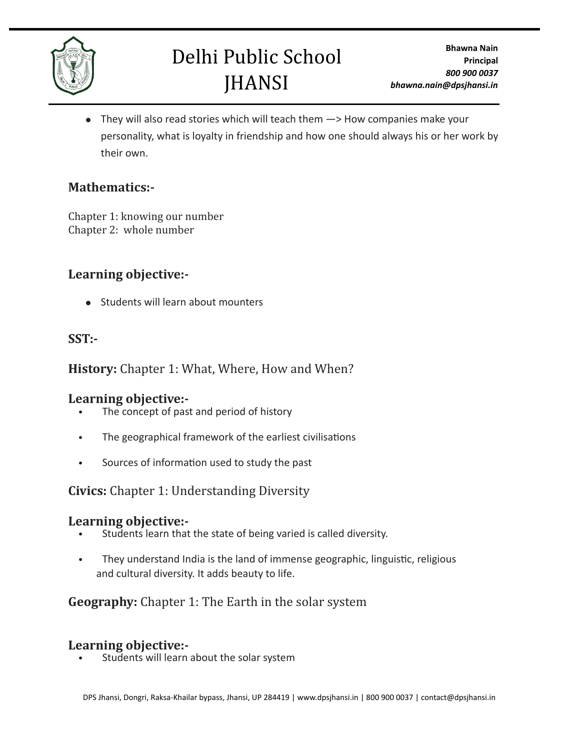- They will also read stories which will teach them —> How companies make your personality, what is loyalty in friendship and how one should always his or her work by their own.

### Mathematics:-

Chapter 1: knowing our number
Chapter 2: whole number

### Learning objective:-

- Students will learn about mounters

### SST:-

### **History:** Chapter 1: What, Where, How and When?

### Learning objective:-

- The concept of past and period of history
- The geographical framework of the earliest civilisations
- Sources of information used to study the past

### **Civics:** Chapter 1: Understanding Diversity

### Learning objective:-

- Students learn that the state of being varied is called diversity.
- They understand India is the land of immense geographic, linguistic, religious and cultural diversity. It adds beauty to life.

### **Geography:** Chapter 1: The Earth in the solar system

### Learning objective:-

- Students will learn about the solar system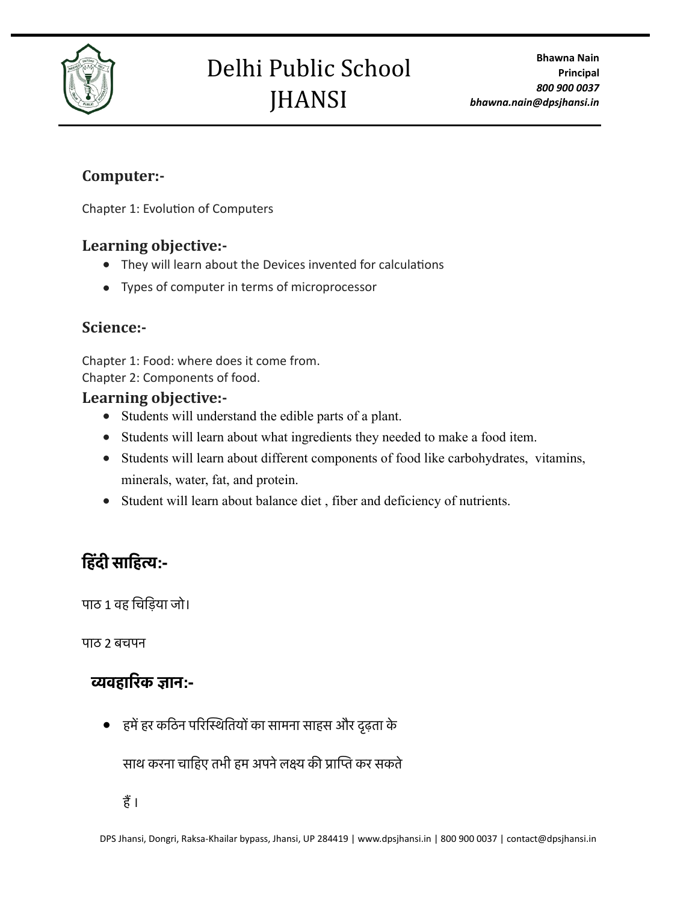## Computer:-

Chapter 1: Evolution of Computers

### Learning objective:-

- They will learn about the Devices invented for calculations
- Types of computer in terms of microprocessor

## Science:-

Chapter 1: Food: where does it come from.
Chapter 2: Components of food.

### Learning objective:-

- Students will understand the edible parts of a plant.
- Students will learn about what ingredients they needed to make a food item.
- Students will learn about different components of food like carbohydrates, vitamins, minerals, water, fat, and protein.
- Student will learn about balance diet , fiber and deficiency of nutrients.

## हिंदी साहित्य:-

पाठ 1 वह चिड़िया जो।

पाठ 2 बचपन

### व्यवहारिक ज्ञान:-

- हमें हर कठिन परिस्थितियों का सामना साहस और दृढ़ता के साथ करना चाहिए तभी हम अपने लक्ष्य की प्राप्ति कर सकते हैं।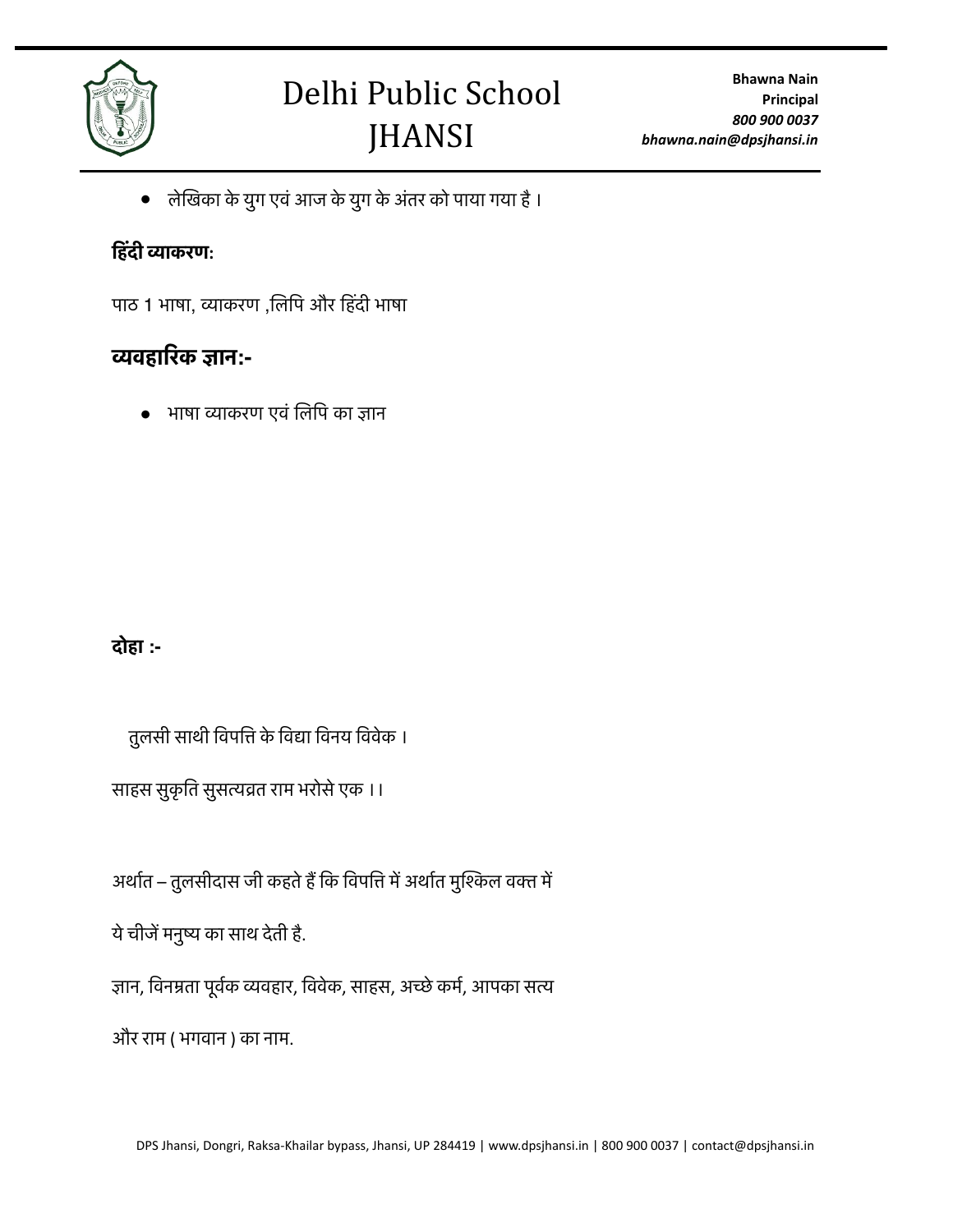- लेखिका के युग एवं आज के युग के अंतर को पाया गया है ।

**हिंदी व्याकरण:**

पाठ 1 भाषा, व्याकरण ,लिपि और हिंदी भाषा

## व्यवहारिक ज्ञान:-

- भाषा व्याकरण एवं लिपि का ज्ञान

**दोहा :-**

तुलसी साथी विपत्ति के विद्या विनय विवेक ।

साहस सुकृति सुसत्यव्रत राम भरोसे एक ।।

अर्थात – तुलसीदास जी कहते हैं कि विपत्ति में अर्थात मुश्किल वक्त में

ये चीजें मनुष्य का साथ देती है.

ज्ञान, विनम्रता पूर्वक व्यवहार, विवेक, साहस, अच्छे कर्म, आपका सत्य

और राम ( भगवान ) का नाम.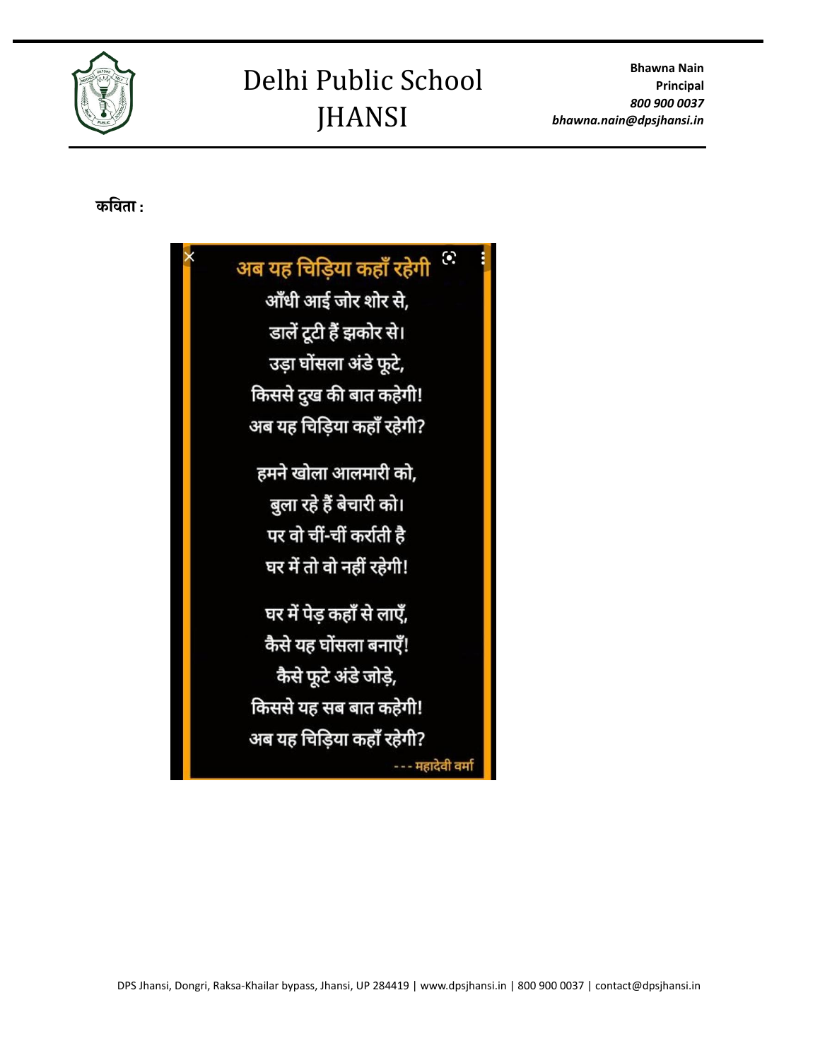**कविता :**

### अब यह चिड़िया कहाँ रहेगी

आँधी आई जोर शोर से,
डालें टूटी हैं झकोर से।
उड़ा घोंसला अंडे फूटे,
किससे दुख की बात कहेगी!
अब यह चिड़िया कहाँ रहेगी?

हमने खोला आलमारी को,
बुला रहे हैं बेचारी को।
पर वो चीं-चीं कर्राती है
घर में तो वो नहीं रहेगी!

घर में पेड़ कहाँ से लाएँ,
कैसे यह घोंसला बनाएँ!
कैसे फूटे अंडे जोड़े,
किससे यह सब बात कहेगी!
अब यह चिड़िया कहाँ रहेगी?

--- महादेवी वर्मा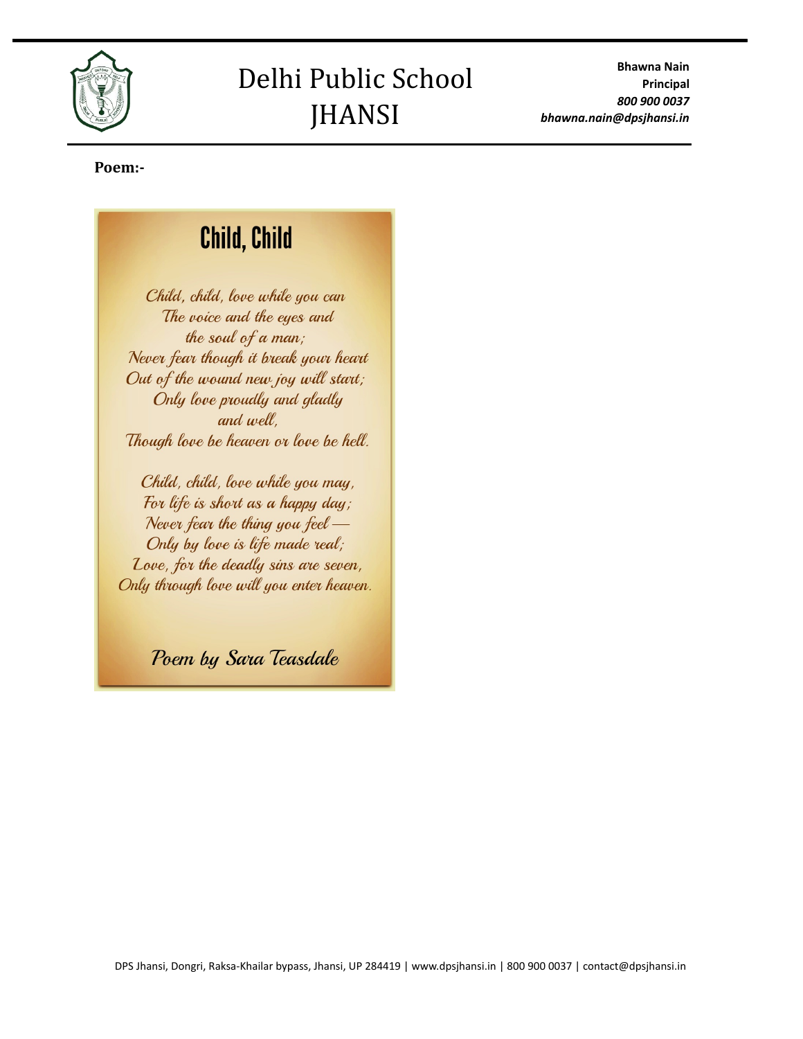**Poem:-**

## Child, Child

*Child, child, love while you can*
*The voice and the eyes and*
*the soul of a man;*
*Never fear though it break your heart*
*Out of the wound new joy will start;*
*Only love proudly and gladly*
*and well,*
*Though love be heaven or love be hell.*

*Child, child, love while you may,*
*For life is short as a happy day;*
*Never fear the thing you feel —*
*Only by love is life made real;*
*Love, for the deadly sins are seven,*
*Only through love will you enter heaven.*

*Poem by Sara Teasdale*